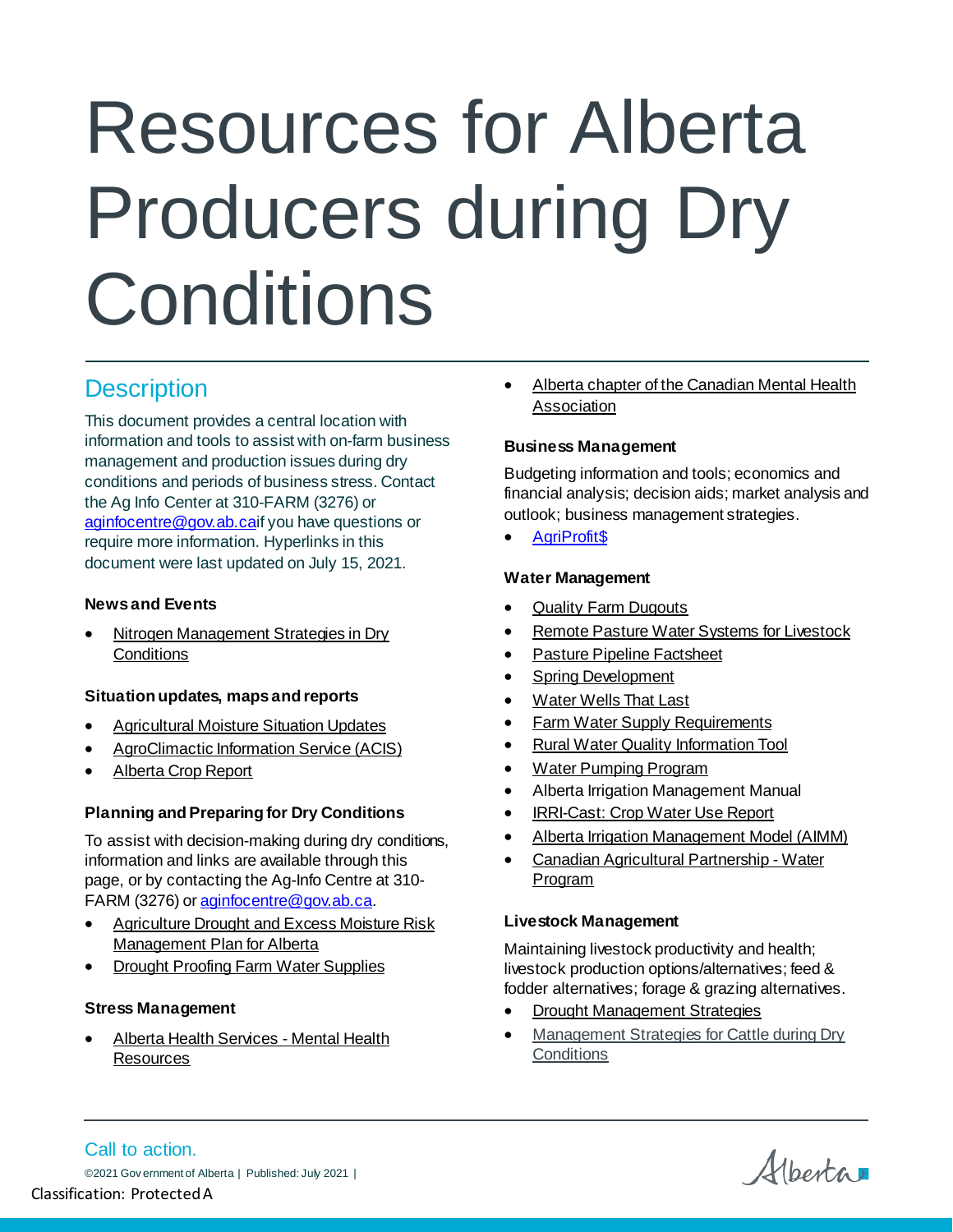# Resources for Alberta Producers during Dry Conditions

## Description

This document provides a central location with information and tools to assist with on-farm business management and production issues during dry conditions and periods of business stress. Contact the Ag Info Center at 310-FARM (3276) or aginfocentre@gov.ab.caif you have questions or require more information. Hyperlinks in this document were last updated on July 15, 2021.

**News and Events**

- Nitrogen Management Strategies in Dry Conditions

**Situation updates, maps and reports**

- Agricultural Moisture Situation Updates
- AgroClimactic Information Service (ACIS)
- Alberta Crop Report

**Planning and Preparing for Dry Conditions**

To assist with decision-making during dry conditions, information and links are available through this page, or by contacting the Ag-Info Centre at 310-FARM (3276) or aginfocentre@gov.ab.ca.

- Agriculture Drought and Excess Moisture Risk Management Plan for Alberta
- Drought Proofing Farm Water Supplies

**Stress Management**

- Alberta Health Services - Mental Health Resources
- Alberta chapter of the Canadian Mental Health Association

**Business Management**

Budgeting information and tools; economics and financial analysis; decision aids; market analysis and outlook; business management strategies.

- AgriProfit$

**Water Management**

- Quality Farm Dugouts
- Remote Pasture Water Systems for Livestock
- Pasture Pipeline Factsheet
- Spring Development
- Water Wells That Last
- Farm Water Supply Requirements
- Rural Water Quality Information Tool
- Water Pumping Program
- Alberta Irrigation Management Manual
- IRRI-Cast: Crop Water Use Report
- Alberta Irrigation Management Model (AIMM)
- Canadian Agricultural Partnership - Water Program

**Livestock Management**

Maintaining livestock productivity and health; livestock production options/alternatives; feed & fodder alternatives; forage & grazing alternatives.

- Drought Management Strategies
- Management Strategies for Cattle during Dry Conditions

Call to action.

©2021 Government of Alberta | Published: July 2021 |

Classification: Protected A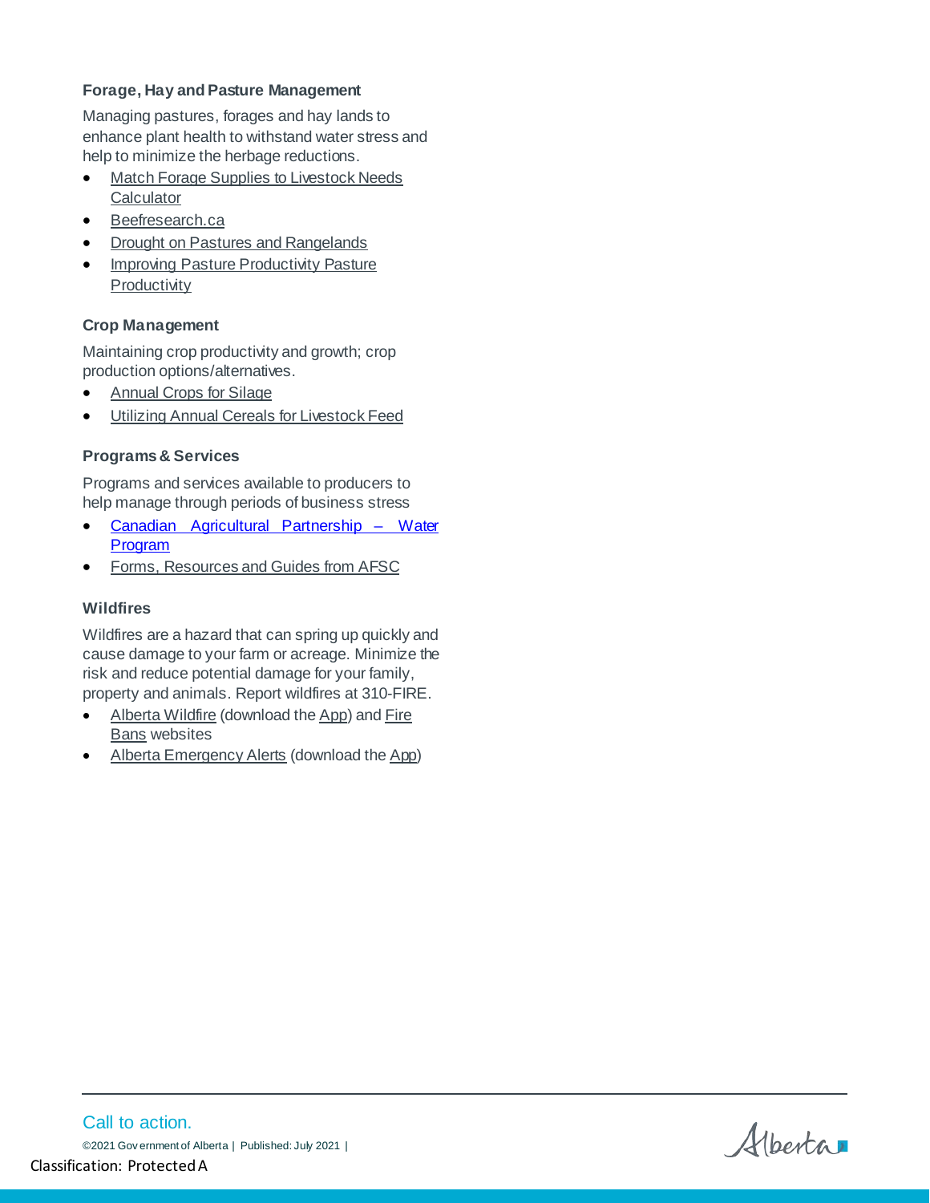### Forage, Hay and Pasture Management

Managing pastures, forages and hay lands to enhance plant health to withstand water stress and help to minimize the herbage reductions.

- Match Forage Supplies to Livestock Needs Calculator
- Beefresearch.ca
- Drought on Pastures and Rangelands
- Improving Pasture Productivity Pasture Productivity

### Crop Management

Maintaining crop productivity and growth; crop production options/alternatives.

- Annual Crops for Silage
- Utilizing Annual Cereals for Livestock Feed

### Programs & Services

Programs and services available to producers to help manage through periods of business stress

- Canadian Agricultural Partnership – Water Program
- Forms, Resources and Guides from AFSC

### Wildfires

Wildfires are a hazard that can spring up quickly and cause damage to your farm or acreage. Minimize the risk and reduce potential damage for your family, property and animals. Report wildfires at 310-FIRE.

- Alberta Wildfire (download the App) and Fire Bans websites
- Alberta Emergency Alerts (download the App)

Call to action.

©2021 Government of Alberta | Published: July 2021 |

Classification: Protected A